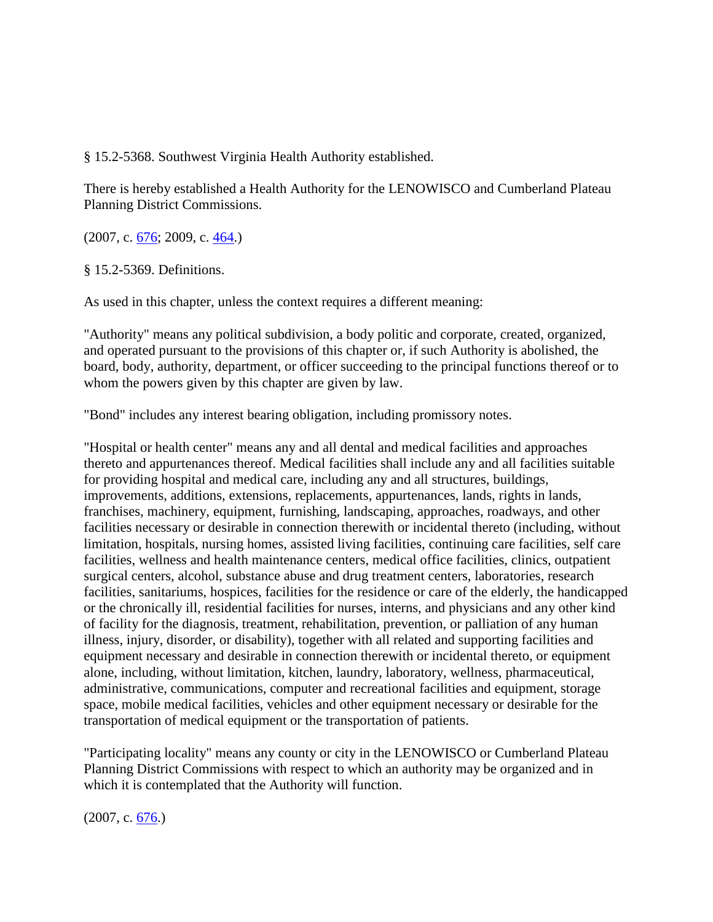§ 15.2-5368. Southwest Virginia Health Authority established.

There is hereby established a Health Authority for the LENOWISCO and Cumberland Plateau Planning District Commissions.

(2007, c. 676; 2009, c. 464.)

§ 15.2-5369. Definitions.

As used in this chapter, unless the context requires a different meaning:

"Authority" means any political subdivision, a body politic and corporate, created, organized, and operated pursuant to the provisions of this chapter or, if such Authority is abolished, the board, body, authority, department, or officer succeeding to the principal functions thereof or to whom the powers given by this chapter are given by law.

"Bond" includes any interest bearing obligation, including promissory notes.

"Hospital or health center" means any and all dental and medical facilities and approaches thereto and appurtenances thereof. Medical facilities shall include any and all facilities suitable for providing hospital and medical care, including any and all structures, buildings, improvements, additions, extensions, replacements, appurtenances, lands, rights in lands, franchises, machinery, equipment, furnishing, landscaping, approaches, roadways, and other facilities necessary or desirable in connection therewith or incidental thereto (including, without limitation, hospitals, nursing homes, assisted living facilities, continuing care facilities, self care facilities, wellness and health maintenance centers, medical office facilities, clinics, outpatient surgical centers, alcohol, substance abuse and drug treatment centers, laboratories, research facilities, sanitariums, hospices, facilities for the residence or care of the elderly, the handicapped or the chronically ill, residential facilities for nurses, interns, and physicians and any other kind of facility for the diagnosis, treatment, rehabilitation, prevention, or palliation of any human illness, injury, disorder, or disability), together with all related and supporting facilities and equipment necessary and desirable in connection therewith or incidental thereto, or equipment alone, including, without limitation, kitchen, laundry, laboratory, wellness, pharmaceutical, administrative, communications, computer and recreational facilities and equipment, storage space, mobile medical facilities, vehicles and other equipment necessary or desirable for the transportation of medical equipment or the transportation of patients.

"Participating locality" means any county or city in the LENOWISCO or Cumberland Plateau Planning District Commissions with respect to which an authority may be organized and in which it is contemplated that the Authority will function.

(2007, c. 676.)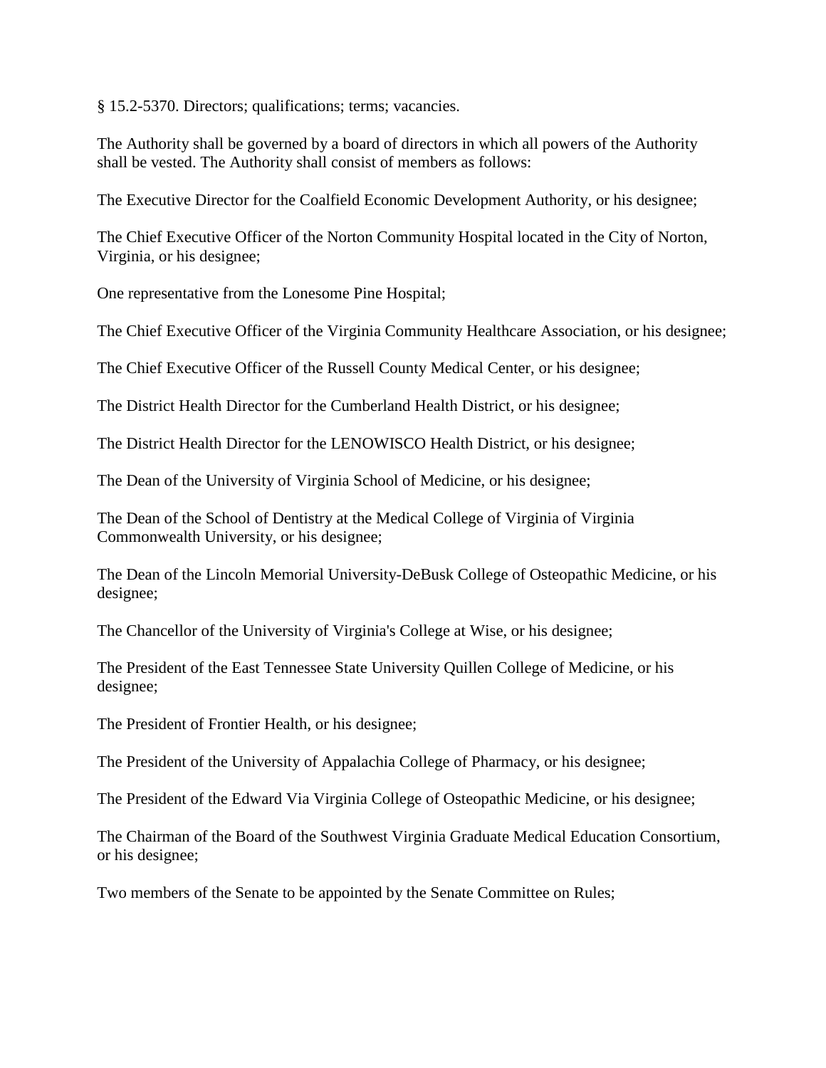§ 15.2-5370. Directors; qualifications; terms; vacancies.

The Authority shall be governed by a board of directors in which all powers of the Authority shall be vested. The Authority shall consist of members as follows:

The Executive Director for the Coalfield Economic Development Authority, or his designee;

The Chief Executive Officer of the Norton Community Hospital located in the City of Norton, Virginia, or his designee;

One representative from the Lonesome Pine Hospital;

The Chief Executive Officer of the Virginia Community Healthcare Association, or his designee;

The Chief Executive Officer of the Russell County Medical Center, or his designee;

The District Health Director for the Cumberland Health District, or his designee;

The District Health Director for the LENOWISCO Health District, or his designee;

The Dean of the University of Virginia School of Medicine, or his designee;

The Dean of the School of Dentistry at the Medical College of Virginia of Virginia Commonwealth University, or his designee;

The Dean of the Lincoln Memorial University-DeBusk College of Osteopathic Medicine, or his designee;

The Chancellor of the University of Virginia's College at Wise, or his designee;

The President of the East Tennessee State University Quillen College of Medicine, or his designee;

The President of Frontier Health, or his designee;

The President of the University of Appalachia College of Pharmacy, or his designee;

The President of the Edward Via Virginia College of Osteopathic Medicine, or his designee;

The Chairman of the Board of the Southwest Virginia Graduate Medical Education Consortium, or his designee;

Two members of the Senate to be appointed by the Senate Committee on Rules;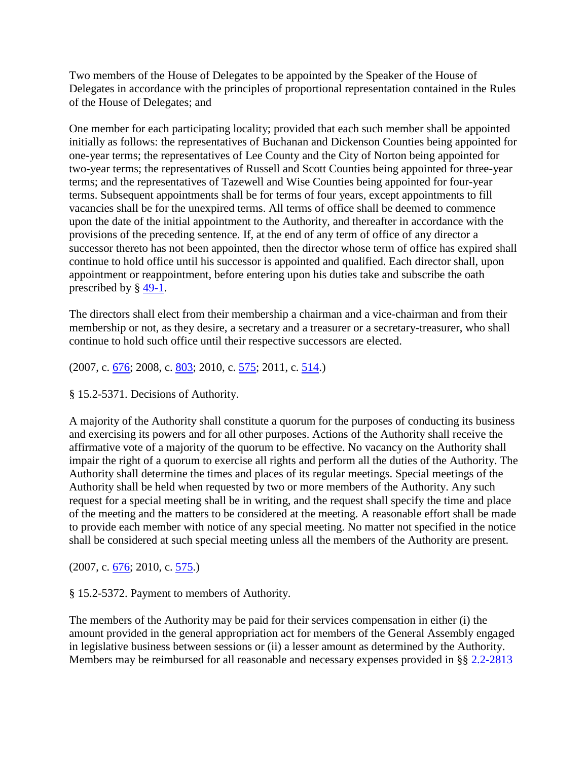Two members of the House of Delegates to be appointed by the Speaker of the House of Delegates in accordance with the principles of proportional representation contained in the Rules of the House of Delegates; and

One member for each participating locality; provided that each such member shall be appointed initially as follows: the representatives of Buchanan and Dickenson Counties being appointed for one-year terms; the representatives of Lee County and the City of Norton being appointed for two-year terms; the representatives of Russell and Scott Counties being appointed for three-year terms; and the representatives of Tazewell and Wise Counties being appointed for four-year terms. Subsequent appointments shall be for terms of four years, except appointments to fill vacancies shall be for the unexpired terms. All terms of office shall be deemed to commence upon the date of the initial appointment to the Authority, and thereafter in accordance with the provisions of the preceding sentence. If, at the end of any term of office of any director a successor thereto has not been appointed, then the director whose term of office has expired shall continue to hold office until his successor is appointed and qualified. Each director shall, upon appointment or reappointment, before entering upon his duties take and subscribe the oath prescribed by § 49-1.

The directors shall elect from their membership a chairman and a vice-chairman and from their membership or not, as they desire, a secretary and a treasurer or a secretary-treasurer, who shall continue to hold such office until their respective successors are elected.

(2007, c. 676; 2008, c. 803; 2010, c. 575; 2011, c. 514.)

§ 15.2-5371. Decisions of Authority.

A majority of the Authority shall constitute a quorum for the purposes of conducting its business and exercising its powers and for all other purposes. Actions of the Authority shall receive the affirmative vote of a majority of the quorum to be effective. No vacancy on the Authority shall impair the right of a quorum to exercise all rights and perform all the duties of the Authority. The Authority shall determine the times and places of its regular meetings. Special meetings of the Authority shall be held when requested by two or more members of the Authority. Any such request for a special meeting shall be in writing, and the request shall specify the time and place of the meeting and the matters to be considered at the meeting. A reasonable effort shall be made to provide each member with notice of any special meeting. No matter not specified in the notice shall be considered at such special meeting unless all the members of the Authority are present.

(2007, c. 676; 2010, c. 575.)

§ 15.2-5372. Payment to members of Authority.

The members of the Authority may be paid for their services compensation in either (i) the amount provided in the general appropriation act for members of the General Assembly engaged in legislative business between sessions or (ii) a lesser amount as determined by the Authority. Members may be reimbursed for all reasonable and necessary expenses provided in §§ 2.2-2813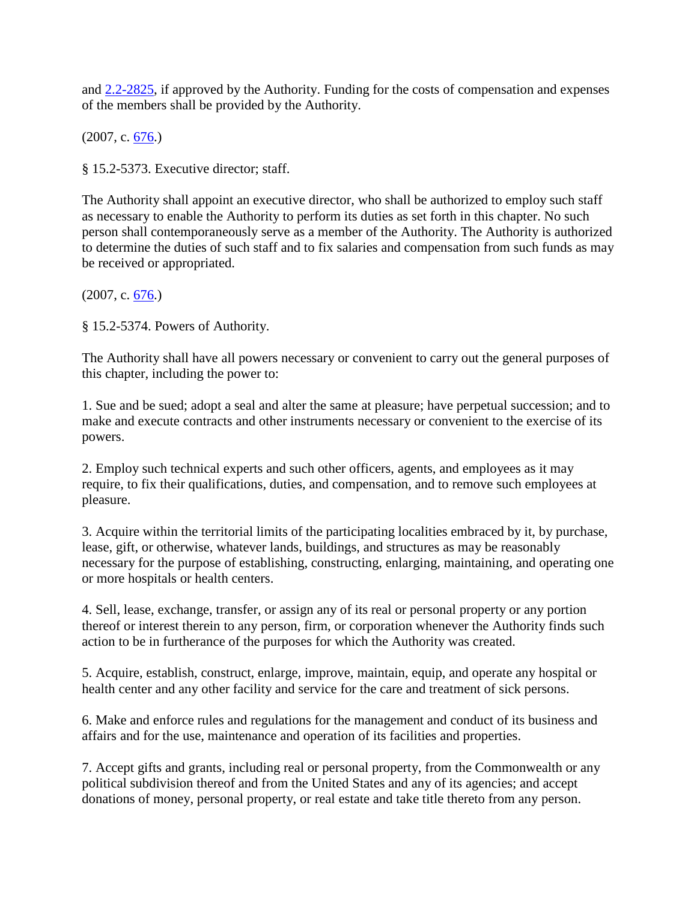and 2.2-2825, if approved by the Authority. Funding for the costs of compensation and expenses of the members shall be provided by the Authority.

(2007, c. 676.)

§ 15.2-5373. Executive director; staff.

The Authority shall appoint an executive director, who shall be authorized to employ such staff as necessary to enable the Authority to perform its duties as set forth in this chapter. No such person shall contemporaneously serve as a member of the Authority. The Authority is authorized to determine the duties of such staff and to fix salaries and compensation from such funds as may be received or appropriated.

(2007, c. 676.)

§ 15.2-5374. Powers of Authority.

The Authority shall have all powers necessary or convenient to carry out the general purposes of this chapter, including the power to:

1. Sue and be sued; adopt a seal and alter the same at pleasure; have perpetual succession; and to make and execute contracts and other instruments necessary or convenient to the exercise of its powers.

2. Employ such technical experts and such other officers, agents, and employees as it may require, to fix their qualifications, duties, and compensation, and to remove such employees at pleasure.

3. Acquire within the territorial limits of the participating localities embraced by it, by purchase, lease, gift, or otherwise, whatever lands, buildings, and structures as may be reasonably necessary for the purpose of establishing, constructing, enlarging, maintaining, and operating one or more hospitals or health centers.

4. Sell, lease, exchange, transfer, or assign any of its real or personal property or any portion thereof or interest therein to any person, firm, or corporation whenever the Authority finds such action to be in furtherance of the purposes for which the Authority was created.

5. Acquire, establish, construct, enlarge, improve, maintain, equip, and operate any hospital or health center and any other facility and service for the care and treatment of sick persons.

6. Make and enforce rules and regulations for the management and conduct of its business and affairs and for the use, maintenance and operation of its facilities and properties.

7. Accept gifts and grants, including real or personal property, from the Commonwealth or any political subdivision thereof and from the United States and any of its agencies; and accept donations of money, personal property, or real estate and take title thereto from any person.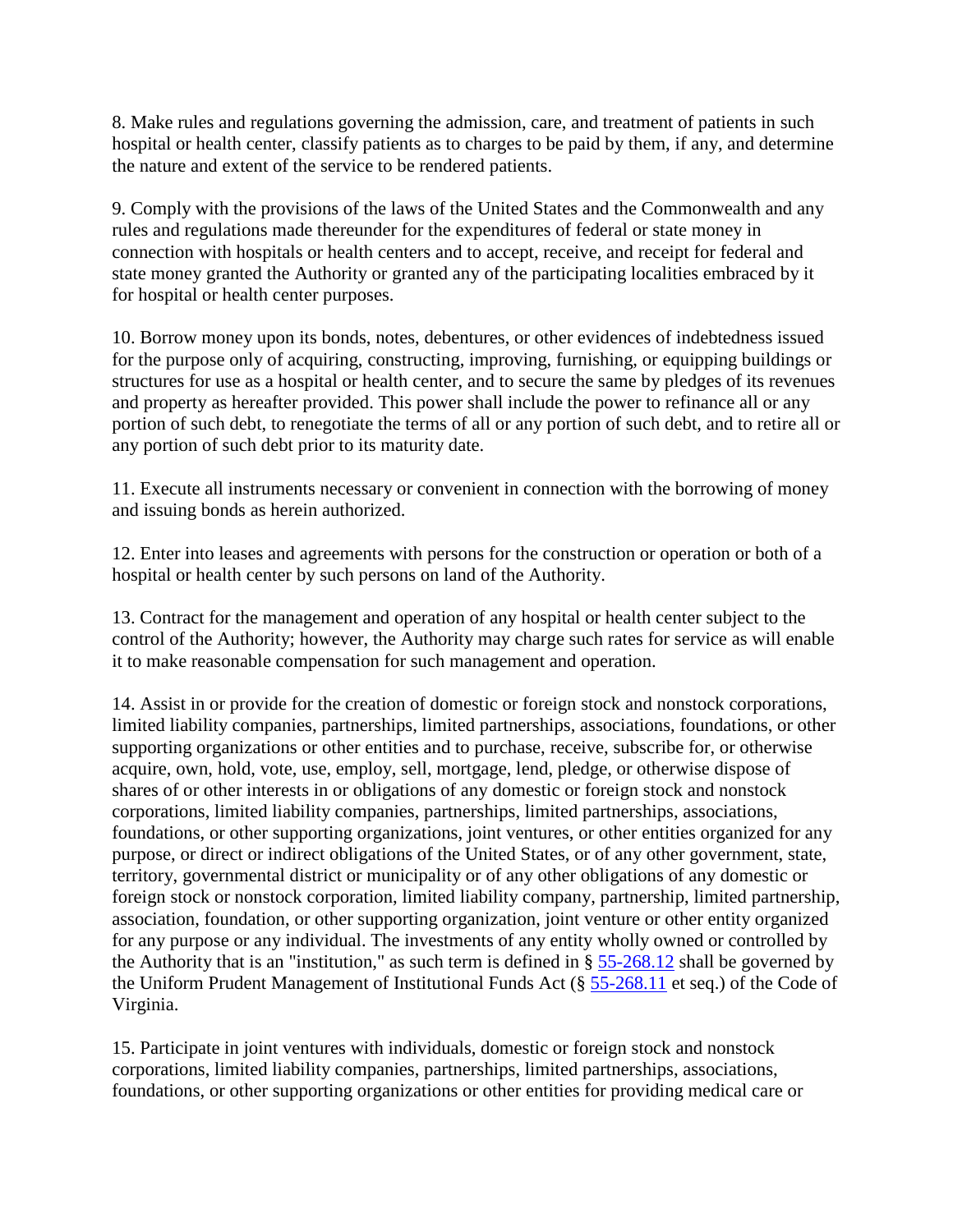8. Make rules and regulations governing the admission, care, and treatment of patients in such hospital or health center, classify patients as to charges to be paid by them, if any, and determine the nature and extent of the service to be rendered patients.

9. Comply with the provisions of the laws of the United States and the Commonwealth and any rules and regulations made thereunder for the expenditures of federal or state money in connection with hospitals or health centers and to accept, receive, and receipt for federal and state money granted the Authority or granted any of the participating localities embraced by it for hospital or health center purposes.

10. Borrow money upon its bonds, notes, debentures, or other evidences of indebtedness issued for the purpose only of acquiring, constructing, improving, furnishing, or equipping buildings or structures for use as a hospital or health center, and to secure the same by pledges of its revenues and property as hereafter provided. This power shall include the power to refinance all or any portion of such debt, to renegotiate the terms of all or any portion of such debt, and to retire all or any portion of such debt prior to its maturity date.

11. Execute all instruments necessary or convenient in connection with the borrowing of money and issuing bonds as herein authorized.

12. Enter into leases and agreements with persons for the construction or operation or both of a hospital or health center by such persons on land of the Authority.

13. Contract for the management and operation of any hospital or health center subject to the control of the Authority; however, the Authority may charge such rates for service as will enable it to make reasonable compensation for such management and operation.

14. Assist in or provide for the creation of domestic or foreign stock and nonstock corporations, limited liability companies, partnerships, limited partnerships, associations, foundations, or other supporting organizations or other entities and to purchase, receive, subscribe for, or otherwise acquire, own, hold, vote, use, employ, sell, mortgage, lend, pledge, or otherwise dispose of shares of or other interests in or obligations of any domestic or foreign stock and nonstock corporations, limited liability companies, partnerships, limited partnerships, associations, foundations, or other supporting organizations, joint ventures, or other entities organized for any purpose, or direct or indirect obligations of the United States, or of any other government, state, territory, governmental district or municipality or of any other obligations of any domestic or foreign stock or nonstock corporation, limited liability company, partnership, limited partnership, association, foundation, or other supporting organization, joint venture or other entity organized for any purpose or any individual. The investments of any entity wholly owned or controlled by the Authority that is an "institution," as such term is defined in § 55-268.12 shall be governed by the Uniform Prudent Management of Institutional Funds Act (§ 55-268.11 et seq.) of the Code of Virginia.

15. Participate in joint ventures with individuals, domestic or foreign stock and nonstock corporations, limited liability companies, partnerships, limited partnerships, associations, foundations, or other supporting organizations or other entities for providing medical care or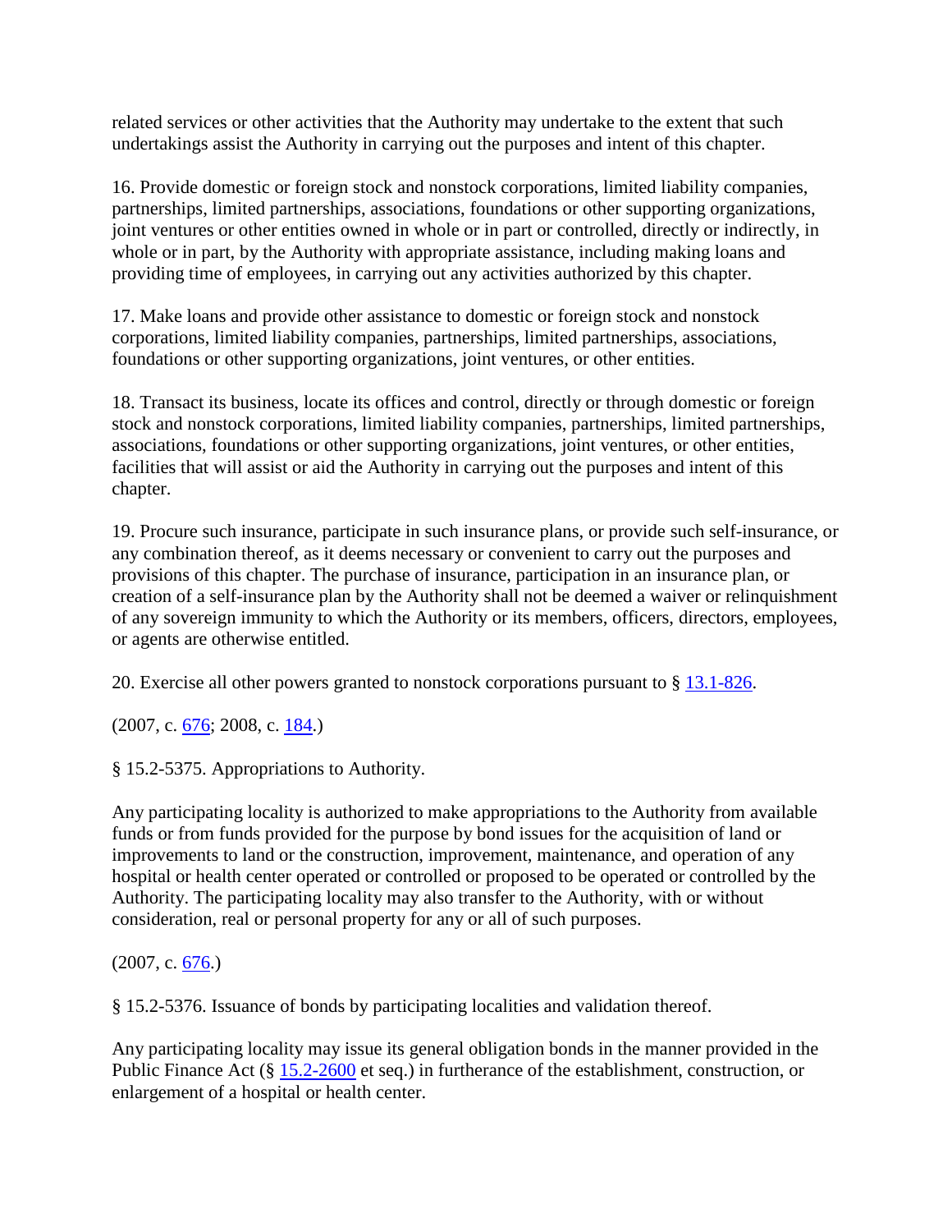related services or other activities that the Authority may undertake to the extent that such undertakings assist the Authority in carrying out the purposes and intent of this chapter.

16. Provide domestic or foreign stock and nonstock corporations, limited liability companies, partnerships, limited partnerships, associations, foundations or other supporting organizations, joint ventures or other entities owned in whole or in part or controlled, directly or indirectly, in whole or in part, by the Authority with appropriate assistance, including making loans and providing time of employees, in carrying out any activities authorized by this chapter.

17. Make loans and provide other assistance to domestic or foreign stock and nonstock corporations, limited liability companies, partnerships, limited partnerships, associations, foundations or other supporting organizations, joint ventures, or other entities.

18. Transact its business, locate its offices and control, directly or through domestic or foreign stock and nonstock corporations, limited liability companies, partnerships, limited partnerships, associations, foundations or other supporting organizations, joint ventures, or other entities, facilities that will assist or aid the Authority in carrying out the purposes and intent of this chapter.

19. Procure such insurance, participate in such insurance plans, or provide such self-insurance, or any combination thereof, as it deems necessary or convenient to carry out the purposes and provisions of this chapter. The purchase of insurance, participation in an insurance plan, or creation of a self-insurance plan by the Authority shall not be deemed a waiver or relinquishment of any sovereign immunity to which the Authority or its members, officers, directors, employees, or agents are otherwise entitled.

20. Exercise all other powers granted to nonstock corporations pursuant to § 13.1-826.

(2007, c. 676; 2008, c. 184.)

§ 15.2-5375. Appropriations to Authority.

Any participating locality is authorized to make appropriations to the Authority from available funds or from funds provided for the purpose by bond issues for the acquisition of land or improvements to land or the construction, improvement, maintenance, and operation of any hospital or health center operated or controlled or proposed to be operated or controlled by the Authority. The participating locality may also transfer to the Authority, with or without consideration, real or personal property for any or all of such purposes.

(2007, c. 676.)

§ 15.2-5376. Issuance of bonds by participating localities and validation thereof.

Any participating locality may issue its general obligation bonds in the manner provided in the Public Finance Act (§ 15.2-2600 et seq.) in furtherance of the establishment, construction, or enlargement of a hospital or health center.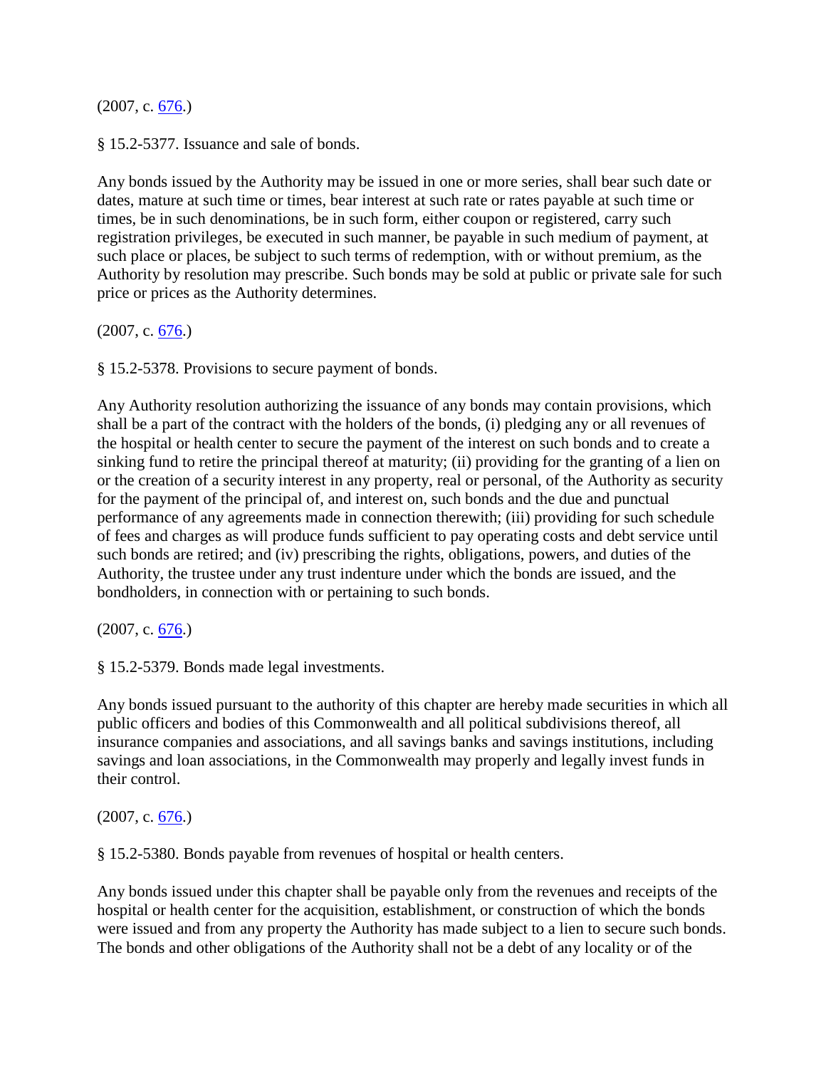(2007, c. [676](#).)

§ 15.2-5377. Issuance and sale of bonds.

Any bonds issued by the Authority may be issued in one or more series, shall bear such date or dates, mature at such time or times, bear interest at such rate or rates payable at such time or times, be in such denominations, be in such form, either coupon or registered, carry such registration privileges, be executed in such manner, be payable in such medium of payment, at such place or places, be subject to such terms of redemption, with or without premium, as the Authority by resolution may prescribe. Such bonds may be sold at public or private sale for such price or prices as the Authority determines.

(2007, c. [676](#).)

§ 15.2-5378. Provisions to secure payment of bonds.

Any Authority resolution authorizing the issuance of any bonds may contain provisions, which shall be a part of the contract with the holders of the bonds, (i) pledging any or all revenues of the hospital or health center to secure the payment of the interest on such bonds and to create a sinking fund to retire the principal thereof at maturity; (ii) providing for the granting of a lien on or the creation of a security interest in any property, real or personal, of the Authority as security for the payment of the principal of, and interest on, such bonds and the due and punctual performance of any agreements made in connection therewith; (iii) providing for such schedule of fees and charges as will produce funds sufficient to pay operating costs and debt service until such bonds are retired; and (iv) prescribing the rights, obligations, powers, and duties of the Authority, the trustee under any trust indenture under which the bonds are issued, and the bondholders, in connection with or pertaining to such bonds.

(2007, c. [676](#).)

§ 15.2-5379. Bonds made legal investments.

Any bonds issued pursuant to the authority of this chapter are hereby made securities in which all public officers and bodies of this Commonwealth and all political subdivisions thereof, all insurance companies and associations, and all savings banks and savings institutions, including savings and loan associations, in the Commonwealth may properly and legally invest funds in their control.

(2007, c. [676](#).)

§ 15.2-5380. Bonds payable from revenues of hospital or health centers.

Any bonds issued under this chapter shall be payable only from the revenues and receipts of the hospital or health center for the acquisition, establishment, or construction of which the bonds were issued and from any property the Authority has made subject to a lien to secure such bonds. The bonds and other obligations of the Authority shall not be a debt of any locality or of the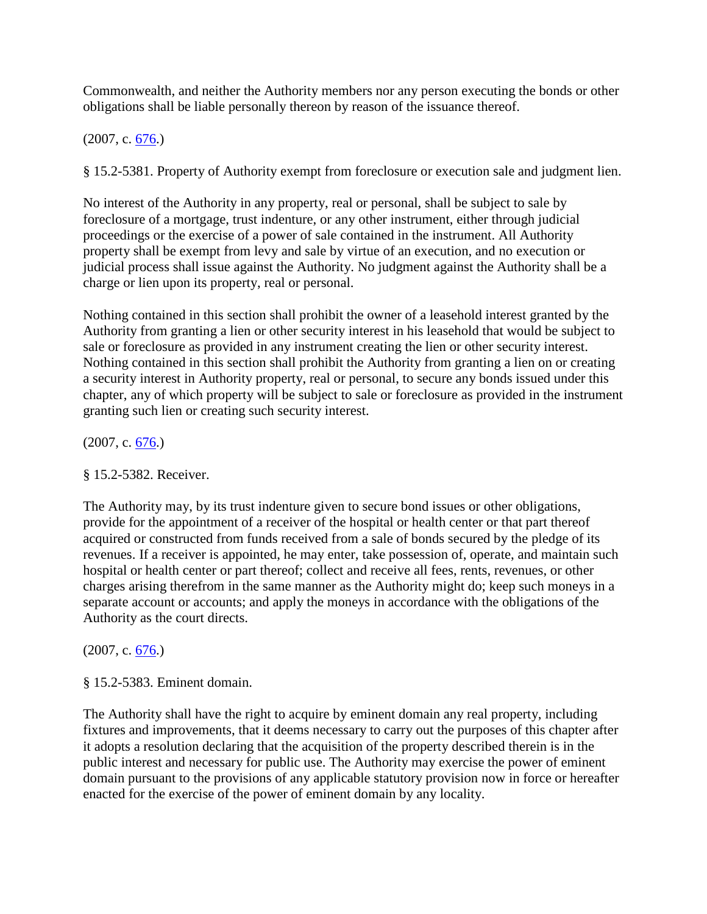Commonwealth, and neither the Authority members nor any person executing the bonds or other obligations shall be liable personally thereon by reason of the issuance thereof.

(2007, c. 676.)

§ 15.2-5381. Property of Authority exempt from foreclosure or execution sale and judgment lien.

No interest of the Authority in any property, real or personal, shall be subject to sale by foreclosure of a mortgage, trust indenture, or any other instrument, either through judicial proceedings or the exercise of a power of sale contained in the instrument. All Authority property shall be exempt from levy and sale by virtue of an execution, and no execution or judicial process shall issue against the Authority. No judgment against the Authority shall be a charge or lien upon its property, real or personal.

Nothing contained in this section shall prohibit the owner of a leasehold interest granted by the Authority from granting a lien or other security interest in his leasehold that would be subject to sale or foreclosure as provided in any instrument creating the lien or other security interest. Nothing contained in this section shall prohibit the Authority from granting a lien on or creating a security interest in Authority property, real or personal, to secure any bonds issued under this chapter, any of which property will be subject to sale or foreclosure as provided in the instrument granting such lien or creating such security interest.

(2007, c. 676.)

§ 15.2-5382. Receiver.

The Authority may, by its trust indenture given to secure bond issues or other obligations, provide for the appointment of a receiver of the hospital or health center or that part thereof acquired or constructed from funds received from a sale of bonds secured by the pledge of its revenues. If a receiver is appointed, he may enter, take possession of, operate, and maintain such hospital or health center or part thereof; collect and receive all fees, rents, revenues, or other charges arising therefrom in the same manner as the Authority might do; keep such moneys in a separate account or accounts; and apply the moneys in accordance with the obligations of the Authority as the court directs.

(2007, c. 676.)

§ 15.2-5383. Eminent domain.

The Authority shall have the right to acquire by eminent domain any real property, including fixtures and improvements, that it deems necessary to carry out the purposes of this chapter after it adopts a resolution declaring that the acquisition of the property described therein is in the public interest and necessary for public use. The Authority may exercise the power of eminent domain pursuant to the provisions of any applicable statutory provision now in force or hereafter enacted for the exercise of the power of eminent domain by any locality.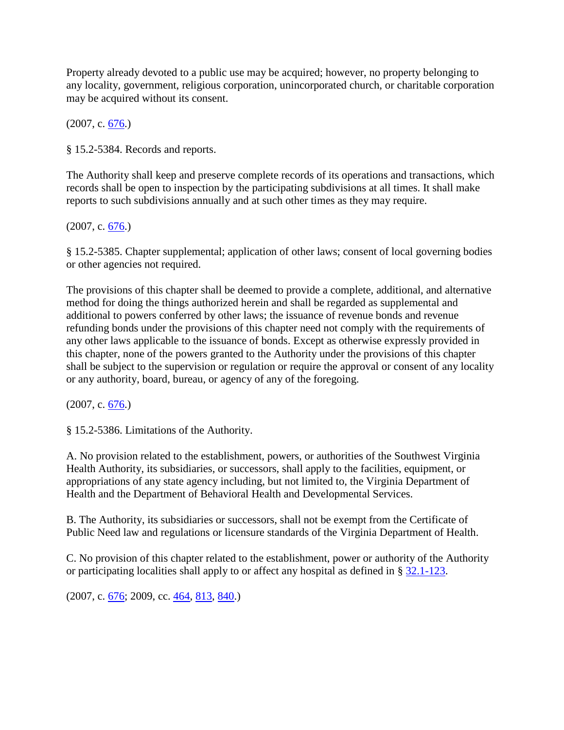Property already devoted to a public use may be acquired; however, no property belonging to any locality, government, religious corporation, unincorporated church, or charitable corporation may be acquired without its consent.

(2007, c. 676.)

§ 15.2-5384. Records and reports.

The Authority shall keep and preserve complete records of its operations and transactions, which records shall be open to inspection by the participating subdivisions at all times. It shall make reports to such subdivisions annually and at such other times as they may require.

(2007, c. 676.)

§ 15.2-5385. Chapter supplemental; application of other laws; consent of local governing bodies or other agencies not required.

The provisions of this chapter shall be deemed to provide a complete, additional, and alternative method for doing the things authorized herein and shall be regarded as supplemental and additional to powers conferred by other laws; the issuance of revenue bonds and revenue refunding bonds under the provisions of this chapter need not comply with the requirements of any other laws applicable to the issuance of bonds. Except as otherwise expressly provided in this chapter, none of the powers granted to the Authority under the provisions of this chapter shall be subject to the supervision or regulation or require the approval or consent of any locality or any authority, board, bureau, or agency of any of the foregoing.

(2007, c. 676.)

§ 15.2-5386. Limitations of the Authority.

A. No provision related to the establishment, powers, or authorities of the Southwest Virginia Health Authority, its subsidiaries, or successors, shall apply to the facilities, equipment, or appropriations of any state agency including, but not limited to, the Virginia Department of Health and the Department of Behavioral Health and Developmental Services.

B. The Authority, its subsidiaries or successors, shall not be exempt from the Certificate of Public Need law and regulations or licensure standards of the Virginia Department of Health.

C. No provision of this chapter related to the establishment, power or authority of the Authority or participating localities shall apply to or affect any hospital as defined in § 32.1-123.

(2007, c. 676; 2009, cc. 464, 813, 840.)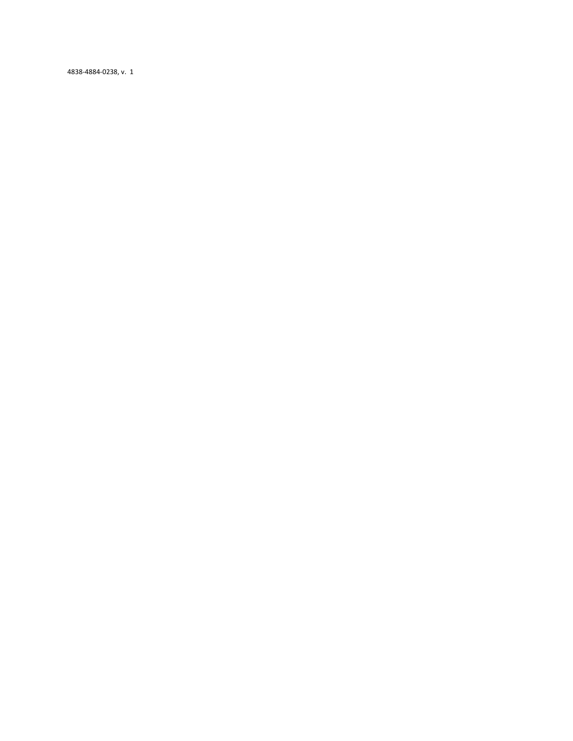4838-4884-0238, v. 1